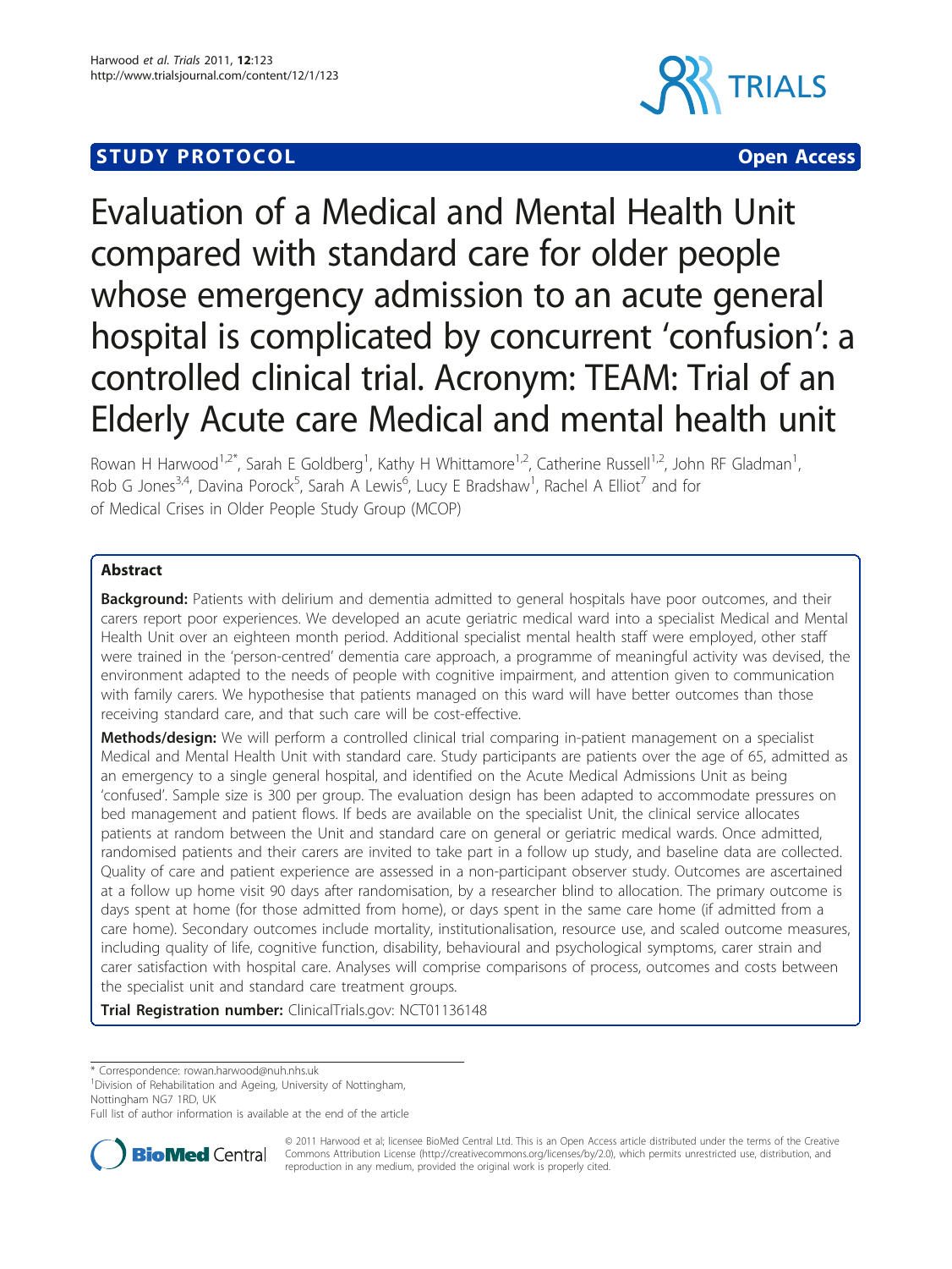**STUDY PROTOCOL** **Open Access**

# Evaluation of a Medical and Mental Health Unit compared with standard care for older people whose emergency admission to an acute general hospital is complicated by concurrent 'confusion': a controlled clinical trial. Acronym: TEAM: Trial of an Elderly Acute care Medical and mental health unit

Rowan H Harwood[1,2*], Sarah E Goldberg[1], Kathy H Whittamore[1,2], Catherine Russell[1,2], John RF Gladman[1], Rob G Jones[3,4], Davina Porock[5], Sarah A Lewis[6], Lucy E Bradshaw[1], Rachel A Elliot[7] and for of Medical Crises in Older People Study Group (MCOP)

## Abstract

**Background:** Patients with delirium and dementia admitted to general hospitals have poor outcomes, and their carers report poor experiences. We developed an acute geriatric medical ward into a specialist Medical and Mental Health Unit over an eighteen month period. Additional specialist mental health staff were employed, other staff were trained in the 'person-centred' dementia care approach, a programme of meaningful activity was devised, the environment adapted to the needs of people with cognitive impairment, and attention given to communication with family carers. We hypothesise that patients managed on this ward will have better outcomes than those receiving standard care, and that such care will be cost-effective.

**Methods/design:** We will perform a controlled clinical trial comparing in-patient management on a specialist Medical and Mental Health Unit with standard care. Study participants are patients over the age of 65, admitted as an emergency to a single general hospital, and identified on the Acute Medical Admissions Unit as being 'confused'. Sample size is 300 per group. The evaluation design has been adapted to accommodate pressures on bed management and patient flows. If beds are available on the specialist Unit, the clinical service allocates patients at random between the Unit and standard care on general or geriatric medical wards. Once admitted, randomised patients and their carers are invited to take part in a follow up study, and baseline data are collected. Quality of care and patient experience are assessed in a non-participant observer study. Outcomes are ascertained at a follow up home visit 90 days after randomisation, by a researcher blind to allocation. The primary outcome is days spent at home (for those admitted from home), or days spent in the same care home (if admitted from a care home). Secondary outcomes include mortality, institutionalisation, resource use, and scaled outcome measures, including quality of life, cognitive function, disability, behavioural and psychological symptoms, carer strain and carer satisfaction with hospital care. Analyses will comprise comparisons of process, outcomes and costs between the specialist unit and standard care treatment groups.

**Trial Registration number:** ClinicalTrials.gov: NCT01136148

---

\* Correspondence: rowan.harwood@nuh.nhs.uk
[1]Division of Rehabilitation and Ageing, University of Nottingham, Nottingham NG7 1RD, UK
Full list of author information is available at the end of the article

© 2011 Harwood et al; licensee BioMed Central Ltd. This is an Open Access article distributed under the terms of the Creative Commons Attribution License (http://creativecommons.org/licenses/by/2.0), which permits unrestricted use, distribution, and reproduction in any medium, provided the original work is properly cited.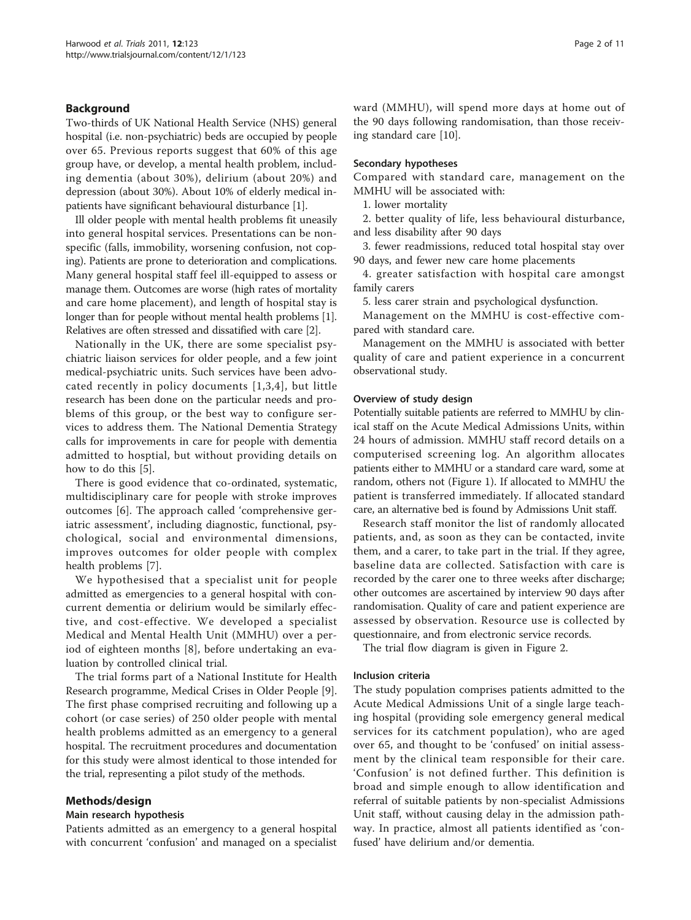## Background

Two-thirds of UK National Health Service (NHS) general hospital (i.e. non-psychiatric) beds are occupied by people over 65. Previous reports suggest that 60% of this age group have, or develop, a mental health problem, including dementia (about 30%), delirium (about 20%) and depression (about 30%). About 10% of elderly medical in-patients have significant behavioural disturbance [1].

Ill older people with mental health problems fit uneasily into general hospital services. Presentations can be non-specific (falls, immobility, worsening confusion, not coping). Patients are prone to deterioration and complications. Many general hospital staff feel ill-equipped to assess or manage them. Outcomes are worse (high rates of mortality and care home placement), and length of hospital stay is longer than for people without mental health problems [1]. Relatives are often stressed and dissatified with care [2].

Nationally in the UK, there are some specialist psychiatric liaison services for older people, and a few joint medical-psychiatric units. Such services have been advocated recently in policy documents [1,3,4], but little research has been done on the particular needs and problems of this group, or the best way to configure services to address them. The National Dementia Strategy calls for improvements in care for people with dementia admitted to hosptial, but without providing details on how to do this [5].

There is good evidence that co-ordinated, systematic, multidisciplinary care for people with stroke improves outcomes [6]. The approach called 'comprehensive geriatric assessment', including diagnostic, functional, psychological, social and environmental dimensions, improves outcomes for older people with complex health problems [7].

We hypothesised that a specialist unit for people admitted as emergencies to a general hospital with concurrent dementia or delirium would be similarly effective, and cost-effective. We developed a specialist Medical and Mental Health Unit (MMHU) over a period of eighteen months [8], before undertaking an evaluation by controlled clinical trial.

The trial forms part of a National Institute for Health Research programme, Medical Crises in Older People [9]. The first phase comprised recruiting and following up a cohort (or case series) of 250 older people with mental health problems admitted as an emergency to a general hospital. The recruitment procedures and documentation for this study were almost identical to those intended for the trial, representing a pilot study of the methods.

## Methods/design

### Main research hypothesis

Patients admitted as an emergency to a general hospital with concurrent 'confusion' and managed on a specialist ward (MMHU), will spend more days at home out of the 90 days following randomisation, than those receiving standard care [10].

### Secondary hypotheses

Compared with standard care, management on the MMHU will be associated with:

1. lower mortality
2. better quality of life, less behavioural disturbance, and less disability after 90 days
3. fewer readmissions, reduced total hospital stay over 90 days, and fewer new care home placements
4. greater satisfaction with hospital care amongst family carers
5. less carer strain and psychological dysfunction.

Management on the MMHU is cost-effective compared with standard care.

Management on the MMHU is associated with better quality of care and patient experience in a concurrent observational study.

### Overview of study design

Potentially suitable patients are referred to MMHU by clinical staff on the Acute Medical Admissions Units, within 24 hours of admission. MMHU staff record details on a computerised screening log. An algorithm allocates patients either to MMHU or a standard care ward, some at random, others not (Figure 1). If allocated to MMHU the patient is transferred immediately. If allocated standard care, an alternative bed is found by Admissions Unit staff.

Research staff monitor the list of randomly allocated patients, and, as soon as they can be contacted, invite them, and a carer, to take part in the trial. If they agree, baseline data are collected. Satisfaction with care is recorded by the carer one to three weeks after discharge; other outcomes are ascertained by interview 90 days after randomisation. Quality of care and patient experience are assessed by observation. Resource use is collected by questionnaire, and from electronic service records.

The trial flow diagram is given in Figure 2.

### Inclusion criteria

The study population comprises patients admitted to the Acute Medical Admissions Unit of a single large teaching hospital (providing sole emergency general medical services for its catchment population), who are aged over 65, and thought to be 'confused' on initial assessment by the clinical team responsible for their care. 'Confusion' is not defined further. This definition is broad and simple enough to allow identification and referral of suitable patients by non-specialist Admissions Unit staff, without causing delay in the admission pathway. In practice, almost all patients identified as 'confused' have delirium and/or dementia.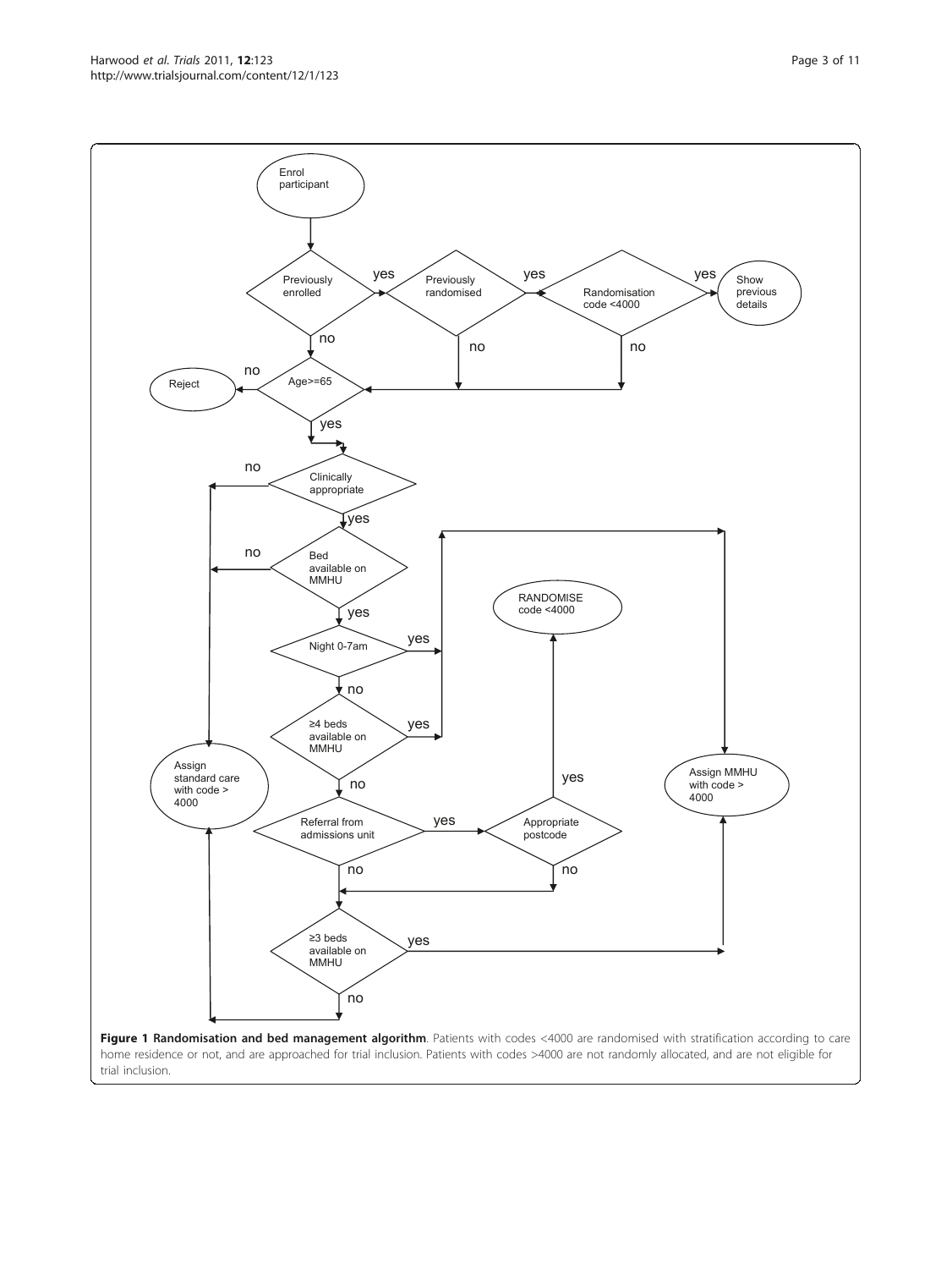**Figure 1 Randomisation and bed management algorithm**. Patients with codes <4000 are randomised with stratification according to care home residence or not, and are approached for trial inclusion. Patients with codes >4000 are not randomly allocated, and are not eligible for trial inclusion.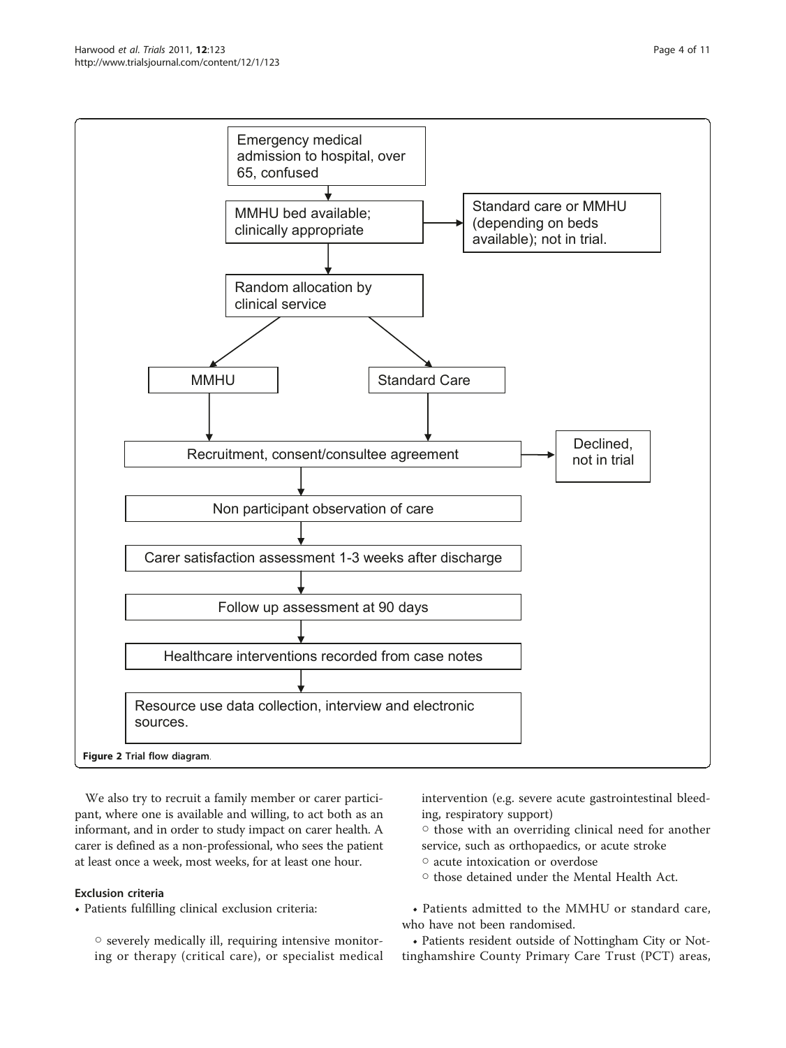Emergency medical admission to hospital, over 65, confused

MMHU bed available; clinically appropriate → Standard care or MMHU (depending on beds available); not in trial.

Random allocation by clinical service

MMHU | Standard Care

Recruitment, consent/consultee agreement → Declined, not in trial

Non participant observation of care

Carer satisfaction assessment 1-3 weeks after discharge

Follow up assessment at 90 days

Healthcare interventions recorded from case notes

Resource use data collection, interview and electronic sources.

**Figure 2 Trial flow diagram**.

We also try to recruit a family member or carer participant, where one is available and willing, to act both as an informant, and in order to study impact on carer health. A carer is defined as a non-professional, who sees the patient at least once a week, most weeks, for at least one hour.

#### Exclusion criteria

- Patients fulfilling clinical exclusion criteria:
  - severely medically ill, requiring intensive monitoring or therapy (critical care), or specialist medical intervention (e.g. severe acute gastrointestinal bleeding, respiratory support)
  - those with an overriding clinical need for another service, such as orthopaedics, or acute stroke
  - acute intoxication or overdose
  - those detained under the Mental Health Act.
- Patients admitted to the MMHU or standard care, who have not been randomised.
- Patients resident outside of Nottingham City or Nottinghamshire County Primary Care Trust (PCT) areas,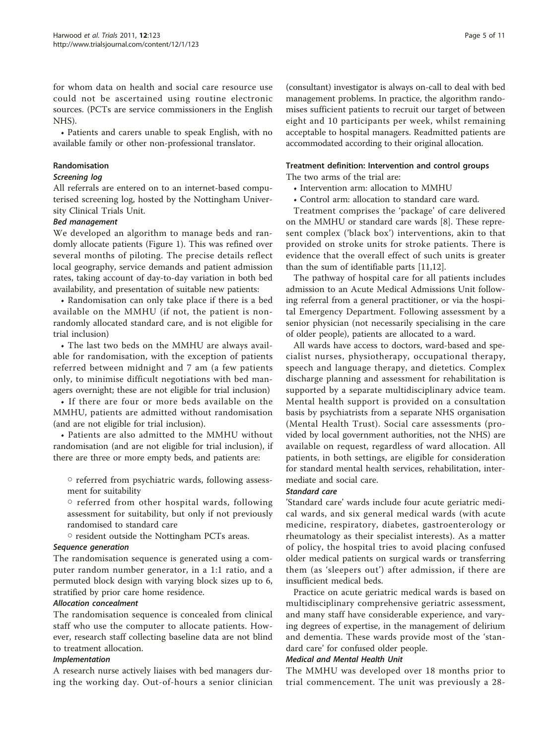for whom data on health and social care resource use could not be ascertained using routine electronic sources. (PCTs are service commissioners in the English NHS).

- Patients and carers unable to speak English, with no available family or other non-professional translator.

### Randomisation

#### *Screening log*

All referrals are entered on to an internet-based computerised screening log, hosted by the Nottingham University Clinical Trials Unit.

#### *Bed management*

We developed an algorithm to manage beds and randomly allocate patients (Figure 1). This was refined over several months of piloting. The precise details reflect local geography, service demands and patient admission rates, taking account of day-to-day variation in both bed availability, and presentation of suitable new patients:

- Randomisation can only take place if there is a bed available on the MMHU (if not, the patient is non-randomly allocated standard care, and is not eligible for trial inclusion)
- The last two beds on the MMHU are always available for randomisation, with the exception of patients referred between midnight and 7 am (a few patients only, to minimise difficult negotiations with bed managers overnight; these are not eligible for trial inclusion)
- If there are four or more beds available on the MMHU, patients are admitted without randomisation (and are not eligible for trial inclusion).
- Patients are also admitted to the MMHU without randomisation (and are not eligible for trial inclusion), if there are three or more empty beds, and patients are:
    - referred from psychiatric wards, following assessment for suitability
    - referred from other hospital wards, following assessment for suitability, but only if not previously randomised to standard care
    - resident outside the Nottingham PCTs areas.

#### *Sequence generation*

The randomisation sequence is generated using a computer random number generator, in a 1:1 ratio, and a permuted block design with varying block sizes up to 6, stratified by prior care home residence.

#### *Allocation concealment*

The randomisation sequence is concealed from clinical staff who use the computer to allocate patients. However, research staff collecting baseline data are not blind to treatment allocation.

#### *Implementation*

A research nurse actively liaises with bed managers during the working day. Out-of-hours a senior clinician (consultant) investigator is always on-call to deal with bed management problems. In practice, the algorithm randomises sufficient patients to recruit our target of between eight and 10 participants per week, whilst remaining acceptable to hospital managers. Readmitted patients are accommodated according to their original allocation.

### Treatment definition: Intervention and control groups

The two arms of the trial are:

- Intervention arm: allocation to MMHU
- Control arm: allocation to standard care ward.

Treatment comprises the 'package' of care delivered on the MMHU or standard care wards [8]. These represent complex ('black box') interventions, akin to that provided on stroke units for stroke patients. There is evidence that the overall effect of such units is greater than the sum of identifiable parts [11,12].

The pathway of hospital care for all patients includes admission to an Acute Medical Admissions Unit following referral from a general practitioner, or via the hospital Emergency Department. Following assessment by a senior physician (not necessarily specialising in the care of older people), patients are allocated to a ward.

All wards have access to doctors, ward-based and specialist nurses, physiotherapy, occupational therapy, speech and language therapy, and dietetics. Complex discharge planning and assessment for rehabilitation is supported by a separate multidisciplinary advice team. Mental health support is provided on a consultation basis by psychiatrists from a separate NHS organisation (Mental Health Trust). Social care assessments (provided by local government authorities, not the NHS) are available on request, regardless of ward allocation. All patients, in both settings, are eligible for consideration for standard mental health services, rehabilitation, intermediate and social care.

#### *Standard care*

'Standard care' wards include four acute geriatric medical wards, and six general medical wards (with acute medicine, respiratory, diabetes, gastroenterology or rheumatology as their specialist interests). As a matter of policy, the hospital tries to avoid placing confused older medical patients on surgical wards or transferring them (as 'sleepers out') after admission, if there are insufficient medical beds.

Practice on acute geriatric medical wards is based on multidisciplinary comprehensive geriatric assessment, and many staff have considerable experience, and varying degrees of expertise, in the management of delirium and dementia. These wards provide most of the 'standard care' for confused older people.

#### *Medical and Mental Health Unit*

The MMHU was developed over 18 months prior to trial commencement. The unit was previously a 28-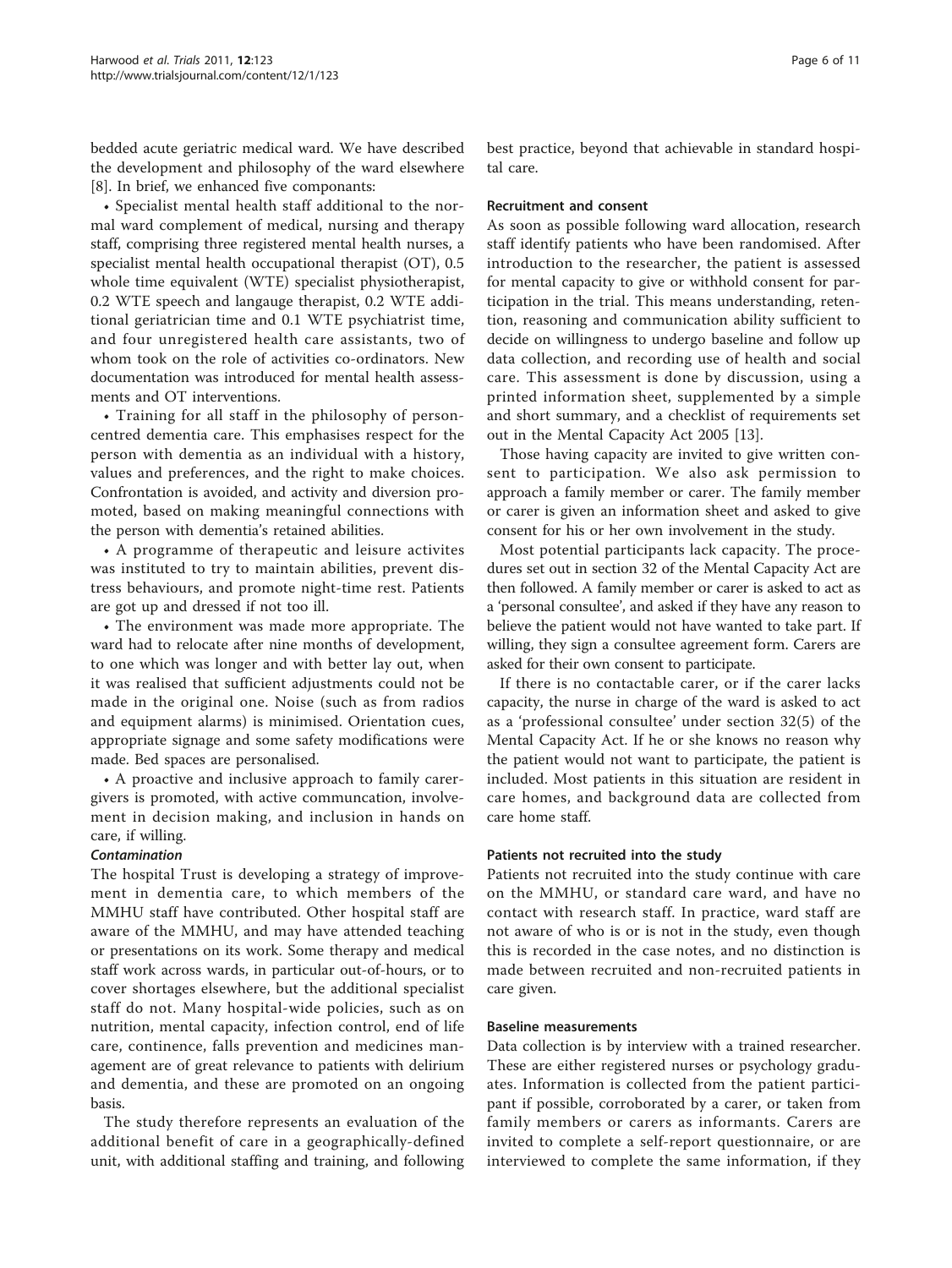bedded acute geriatric medical ward. We have described the development and philosophy of the ward elsewhere [8]. In brief, we enhanced five componants:

- Specialist mental health staff additional to the normal ward complement of medical, nursing and therapy staff, comprising three registered mental health nurses, a specialist mental health occupational therapist (OT), 0.5 whole time equivalent (WTE) specialist physiotherapist, 0.2 WTE speech and langauge therapist, 0.2 WTE additional geriatrician time and 0.1 WTE psychiatrist time, and four unregistered health care assistants, two of whom took on the role of activities co-ordinators. New documentation was introduced for mental health assessments and OT interventions.
- Training for all staff in the philosophy of person-centred dementia care. This emphasises respect for the person with dementia as an individual with a history, values and preferences, and the right to make choices. Confrontation is avoided, and activity and diversion promoted, based on making meaningful connections with the person with dementia's retained abilities.
- A programme of therapeutic and leisure activites was instituted to try to maintain abilities, prevent distress behaviours, and promote night-time rest. Patients are got up and dressed if not too ill.
- The environment was made more appropriate. The ward had to relocate after nine months of development, to one which was longer and with better lay out, when it was realised that sufficient adjustments could not be made in the original one. Noise (such as from radios and equipment alarms) is minimised. Orientation cues, appropriate signage and some safety modifications were made. Bed spaces are personalised.
- A proactive and inclusive approach to family carergivers is promoted, with active communcation, involvement in decision making, and inclusion in hands on care, if willing.

#### *Contamination*

The hospital Trust is developing a strategy of improvement in dementia care, to which members of the MMHU staff have contributed. Other hospital staff are aware of the MMHU, and may have attended teaching or presentations on its work. Some therapy and medical staff work across wards, in particular out-of-hours, or to cover shortages elsewhere, but the additional specialist staff do not. Many hospital-wide policies, such as on nutrition, mental capacity, infection control, end of life care, continence, falls prevention and medicines management are of great relevance to patients with delirium and dementia, and these are promoted on an ongoing basis.

The study therefore represents an evaluation of the additional benefit of care in a geographically-defined unit, with additional staffing and training, and following best practice, beyond that achievable in standard hospital care.

### Recruitment and consent

As soon as possible following ward allocation, research staff identify patients who have been randomised. After introduction to the researcher, the patient is assessed for mental capacity to give or withhold consent for participation in the trial. This means understanding, retention, reasoning and communication ability sufficient to decide on willingness to undergo baseline and follow up data collection, and recording use of health and social care. This assessment is done by discussion, using a printed information sheet, supplemented by a simple and short summary, and a checklist of requirements set out in the Mental Capacity Act 2005 [13].

Those having capacity are invited to give written consent to participation. We also ask permission to approach a family member or carer. The family member or carer is given an information sheet and asked to give consent for his or her own involvement in the study.

Most potential participants lack capacity. The procedures set out in section 32 of the Mental Capacity Act are then followed. A family member or carer is asked to act as a 'personal consultee', and asked if they have any reason to believe the patient would not have wanted to take part. If willing, they sign a consultee agreement form. Carers are asked for their own consent to participate.

If there is no contactable carer, or if the carer lacks capacity, the nurse in charge of the ward is asked to act as a 'professional consultee' under section 32(5) of the Mental Capacity Act. If he or she knows no reason why the patient would not want to participate, the patient is included. Most patients in this situation are resident in care homes, and background data are collected from care home staff.

### Patients not recruited into the study

Patients not recruited into the study continue with care on the MMHU, or standard care ward, and have no contact with research staff. In practice, ward staff are not aware of who is or is not in the study, even though this is recorded in the case notes, and no distinction is made between recruited and non-recruited patients in care given.

### Baseline measurements

Data collection is by interview with a trained researcher. These are either registered nurses or psychology graduates. Information is collected from the patient participant if possible, corroborated by a carer, or taken from family members or carers as informants. Carers are invited to complete a self-report questionnaire, or are interviewed to complete the same information, if they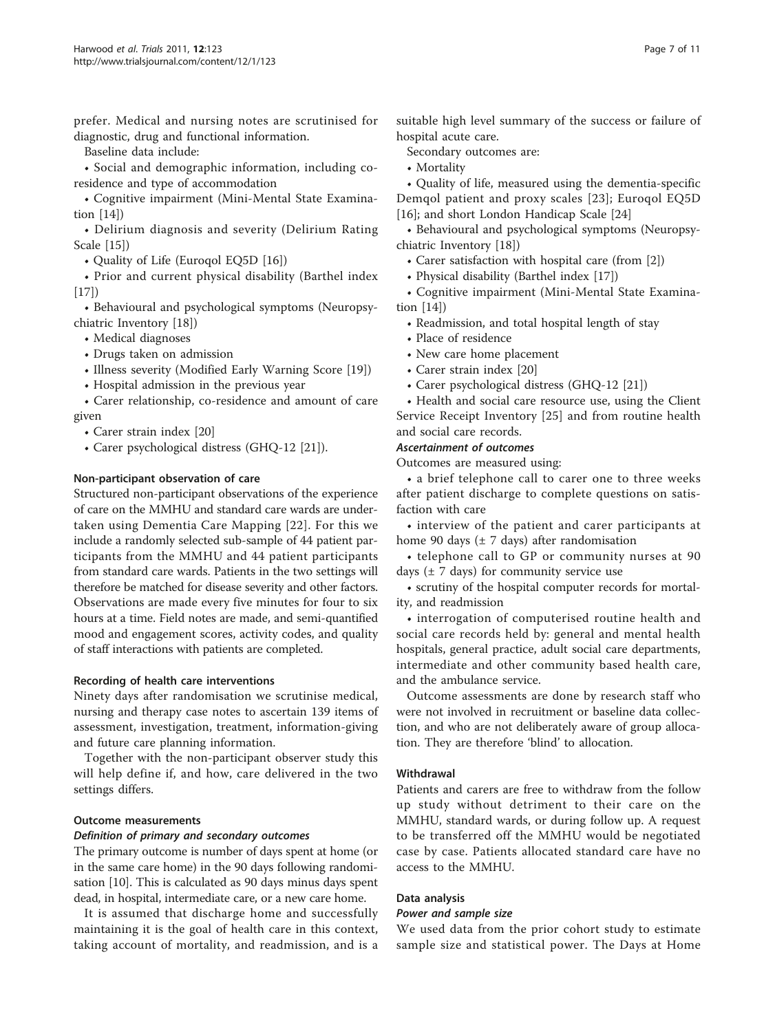prefer. Medical and nursing notes are scrutinised for diagnostic, drug and functional information.

Baseline data include:

- Social and demographic information, including co-residence and type of accommodation
- Cognitive impairment (Mini-Mental State Examination [14])
- Delirium diagnosis and severity (Delirium Rating Scale [15])
- Quality of Life (Euroqol EQ5D [16])
- Prior and current physical disability (Barthel index [17])
- Behavioural and psychological symptoms (Neuropsychiatric Inventory [18])
- Medical diagnoses
- Drugs taken on admission
- Illness severity (Modified Early Warning Score [19])
- Hospital admission in the previous year
- Carer relationship, co-residence and amount of care given
- Carer strain index [20]
- Carer psychological distress (GHQ-12 [21]).

### Non-participant observation of care

Structured non-participant observations of the experience of care on the MMHU and standard care wards are undertaken using Dementia Care Mapping [22]. For this we include a randomly selected sub-sample of 44 patient participants from the MMHU and 44 patient participants from standard care wards. Patients in the two settings will therefore be matched for disease severity and other factors. Observations are made every five minutes for four to six hours at a time. Field notes are made, and semi-quantified mood and engagement scores, activity codes, and quality of staff interactions with patients are completed.

### Recording of health care interventions

Ninety days after randomisation we scrutinise medical, nursing and therapy case notes to ascertain 139 items of assessment, investigation, treatment, information-giving and future care planning information.

Together with the non-participant observer study this will help define if, and how, care delivered in the two settings differs.

### Outcome measurements

#### *Definition of primary and secondary outcomes*

The primary outcome is number of days spent at home (or in the same care home) in the 90 days following randomisation [10]. This is calculated as 90 days minus days spent dead, in hospital, intermediate care, or a new care home.

It is assumed that discharge home and successfully maintaining it is the goal of health care in this context, taking account of mortality, and readmission, and is a suitable high level summary of the success or failure of hospital acute care.

Secondary outcomes are:

- Mortality
- Quality of life, measured using the dementia-specific Demqol patient and proxy scales [23]; Euroqol EQ5D [16]; and short London Handicap Scale [24]
- Behavioural and psychological symptoms (Neuropsychiatric Inventory [18])
- Carer satisfaction with hospital care (from [2])
- Physical disability (Barthel index [17])
- Cognitive impairment (Mini-Mental State Examination [14])
- Readmission, and total hospital length of stay
- Place of residence
- New care home placement
- Carer strain index [20]
- Carer psychological distress (GHQ-12 [21])
- Health and social care resource use, using the Client Service Receipt Inventory [25] and from routine health and social care records.

#### *Ascertainment of outcomes*

Outcomes are measured using:

- a brief telephone call to carer one to three weeks after patient discharge to complete questions on satisfaction with care
- interview of the patient and carer participants at home 90 days (± 7 days) after randomisation
- telephone call to GP or community nurses at 90 days (± 7 days) for community service use
- scrutiny of the hospital computer records for mortality, and readmission
- interrogation of computerised routine health and social care records held by: general and mental health hospitals, general practice, adult social care departments, intermediate and other community based health care, and the ambulance service.

Outcome assessments are done by research staff who were not involved in recruitment or baseline data collection, and who are not deliberately aware of group allocation. They are therefore 'blind' to allocation.

### Withdrawal

Patients and carers are free to withdraw from the follow up study without detriment to their care on the MMHU, standard wards, or during follow up. A request to be transferred off the MMHU would be negotiated case by case. Patients allocated standard care have no access to the MMHU.

### Data analysis

#### *Power and sample size*

We used data from the prior cohort study to estimate sample size and statistical power. The Days at Home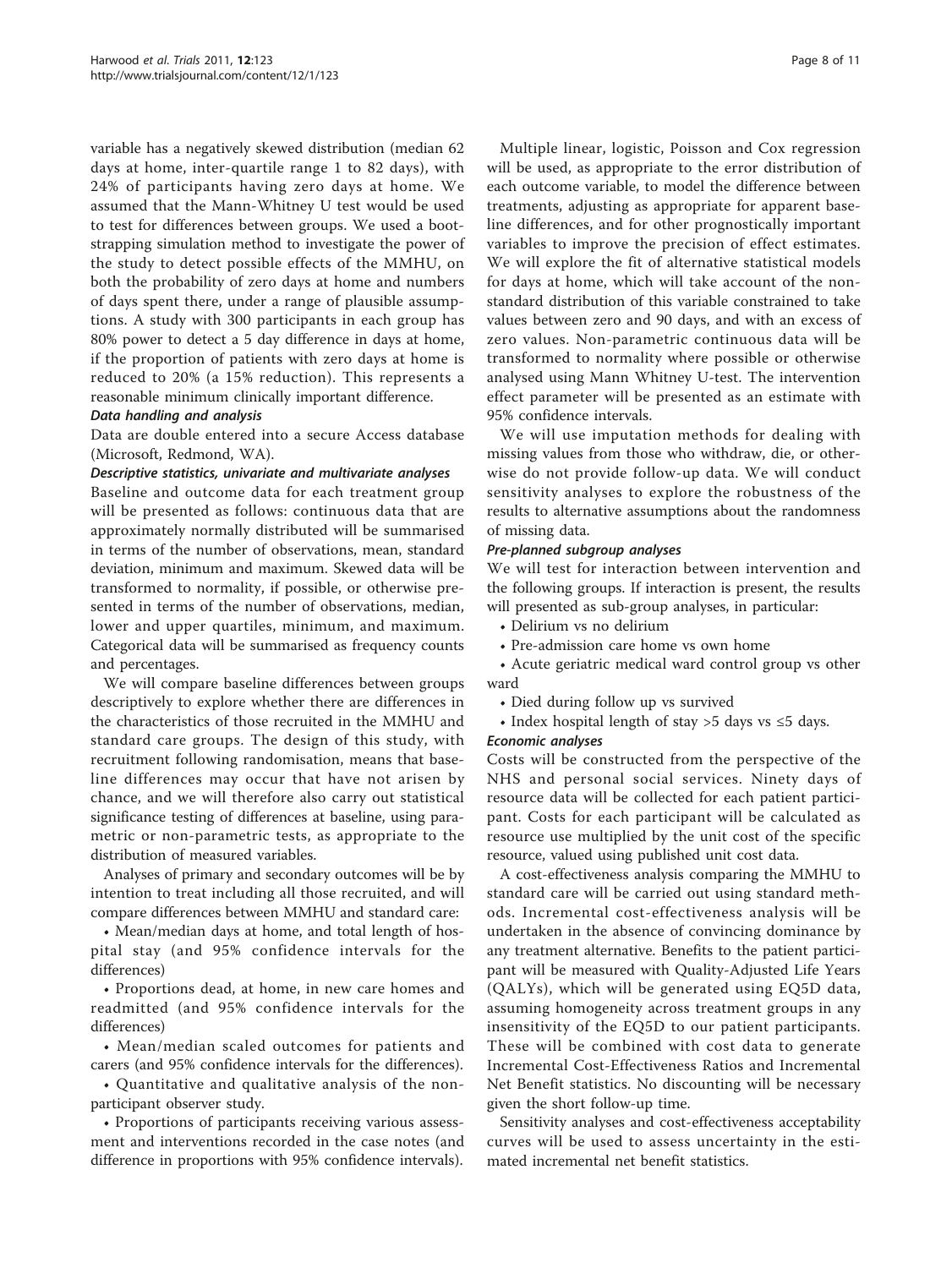variable has a negatively skewed distribution (median 62 days at home, inter-quartile range 1 to 82 days), with 24% of participants having zero days at home. We assumed that the Mann-Whitney U test would be used to test for differences between groups. We used a bootstrapping simulation method to investigate the power of the study to detect possible effects of the MMHU, on both the probability of zero days at home and numbers of days spent there, under a range of plausible assumptions. A study with 300 participants in each group has 80% power to detect a 5 day difference in days at home, if the proportion of patients with zero days at home is reduced to 20% (a 15% reduction). This represents a reasonable minimum clinically important difference.

#### *Data handling and analysis*

Data are double entered into a secure Access database (Microsoft, Redmond, WA).

#### *Descriptive statistics, univariate and multivariate analyses*

Baseline and outcome data for each treatment group will be presented as follows: continuous data that are approximately normally distributed will be summarised in terms of the number of observations, mean, standard deviation, minimum and maximum. Skewed data will be transformed to normality, if possible, or otherwise presented in terms of the number of observations, median, lower and upper quartiles, minimum, and maximum. Categorical data will be summarised as frequency counts and percentages.

We will compare baseline differences between groups descriptively to explore whether there are differences in the characteristics of those recruited in the MMHU and standard care groups. The design of this study, with recruitment following randomisation, means that baseline differences may occur that have not arisen by chance, and we will therefore also carry out statistical significance testing of differences at baseline, using parametric or non-parametric tests, as appropriate to the distribution of measured variables.

Analyses of primary and secondary outcomes will be by intention to treat including all those recruited, and will compare differences between MMHU and standard care:

- Mean/median days at home, and total length of hospital stay (and 95% confidence intervals for the differences)
- Proportions dead, at home, in new care homes and readmitted (and 95% confidence intervals for the differences)
- Mean/median scaled outcomes for patients and carers (and 95% confidence intervals for the differences).
- Quantitative and qualitative analysis of the non-participant observer study.
- Proportions of participants receiving various assessment and interventions recorded in the case notes (and difference in proportions with 95% confidence intervals).

Multiple linear, logistic, Poisson and Cox regression will be used, as appropriate to the error distribution of each outcome variable, to model the difference between treatments, adjusting as appropriate for apparent baseline differences, and for other prognostically important variables to improve the precision of effect estimates. We will explore the fit of alternative statistical models for days at home, which will take account of the non-standard distribution of this variable constrained to take values between zero and 90 days, and with an excess of zero values. Non-parametric continuous data will be transformed to normality where possible or otherwise analysed using Mann Whitney U-test. The intervention effect parameter will be presented as an estimate with 95% confidence intervals.

We will use imputation methods for dealing with missing values from those who withdraw, die, or otherwise do not provide follow-up data. We will conduct sensitivity analyses to explore the robustness of the results to alternative assumptions about the randomness of missing data.

#### *Pre-planned subgroup analyses*

We will test for interaction between intervention and the following groups. If interaction is present, the results will presented as sub-group analyses, in particular:

- Delirium vs no delirium
- Pre-admission care home vs own home
- Acute geriatric medical ward control group vs other ward
- Died during follow up vs survived
- Index hospital length of stay >5 days vs ≤5 days.

#### *Economic analyses*

Costs will be constructed from the perspective of the NHS and personal social services. Ninety days of resource data will be collected for each patient participant. Costs for each participant will be calculated as resource use multiplied by the unit cost of the specific resource, valued using published unit cost data.

A cost-effectiveness analysis comparing the MMHU to standard care will be carried out using standard methods. Incremental cost-effectiveness analysis will be undertaken in the absence of convincing dominance by any treatment alternative. Benefits to the patient participant will be measured with Quality-Adjusted Life Years (QALYs), which will be generated using EQ5D data, assuming homogeneity across treatment groups in any insensitivity of the EQ5D to our patient participants. These will be combined with cost data to generate Incremental Cost-Effectiveness Ratios and Incremental Net Benefit statistics. No discounting will be necessary given the short follow-up time.

Sensitivity analyses and cost-effectiveness acceptability curves will be used to assess uncertainty in the estimated incremental net benefit statistics.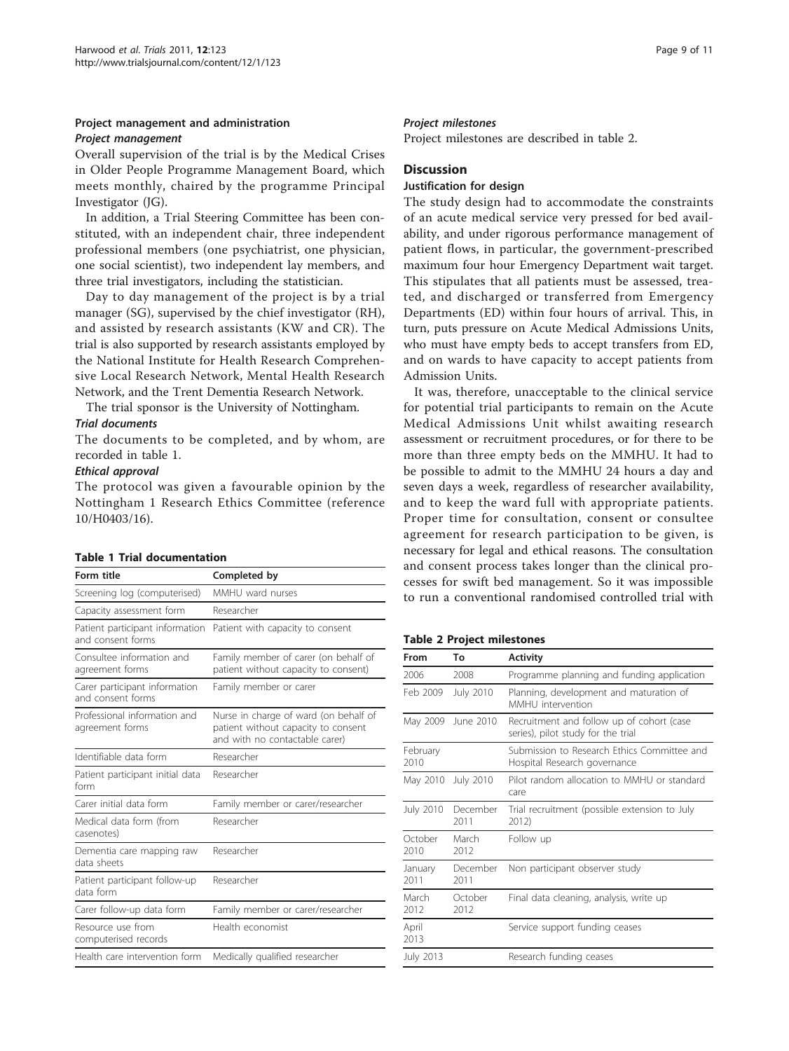## Project management and administration

### *Project management*

Overall supervision of the trial is by the Medical Crises in Older People Programme Management Board, which meets monthly, chaired by the programme Principal Investigator (JG).

In addition, a Trial Steering Committee has been constituted, with an independent chair, three independent professional members (one psychiatrist, one physician, one social scientist), two independent lay members, and three trial investigators, including the statistician.

Day to day management of the project is by a trial manager (SG), supervised by the chief investigator (RH), and assisted by research assistants (KW and CR). The trial is also supported by research assistants employed by the National Institute for Health Research Comprehensive Local Research Network, Mental Health Research Network, and the Trent Dementia Research Network.

The trial sponsor is the University of Nottingham.

### *Trial documents*

The documents to be completed, and by whom, are recorded in table 1.

### *Ethical approval*

The protocol was given a favourable opinion by the Nottingham 1 Research Ethics Committee (reference 10/H0403/16).

**Table 1 Trial documentation**

| Form title | Completed by |
| --- | --- |
| Screening log (computerised) | MMHU ward nurses |
| Capacity assessment form | Researcher |
| Patient participant information and consent forms | Patient with capacity to consent |
| Consultee information and agreement forms | Family member of carer (on behalf of patient without capacity to consent) |
| Carer participant information and consent forms | Family member or carer |
| Professional information and agreement forms | Nurse in charge of ward (on behalf of patient without capacity to consent and with no contactable carer) |
| Identifiable data form | Researcher |
| Patient participant initial data form | Researcher |
| Carer initial data form | Family member or carer/researcher |
| Medical data form (from casenotes) | Researcher |
| Dementia care mapping raw data sheets | Researcher |
| Patient participant follow-up data form | Researcher |
| Carer follow-up data form | Family member or carer/researcher |
| Resource use from computerised records | Health economist |
| Health care intervention form | Medically qualified researcher |

### *Project milestones*

Project milestones are described in table 2.

**Table 2 Project milestones**

| From | To | Activity |
| --- | --- | --- |
| 2006 | 2008 | Programme planning and funding application |
| Feb 2009 | July 2010 | Planning, development and maturation of MMHU intervention |
| May 2009 | June 2010 | Recruitment and follow up of cohort (case series), pilot study for the trial |
| February 2010 | | Submission to Research Ethics Committee and Hospital Research governance |
| May 2010 | July 2010 | Pilot random allocation to MMHU or standard care |
| July 2010 | December 2011 | Trial recruitment (possible extension to July 2012) |
| October 2010 | March 2012 | Follow up |
| January 2011 | December 2011 | Non participant observer study |
| March 2012 | October 2012 | Final data cleaning, analysis, write up |
| April 2013 | | Service support funding ceases |
| July 2013 | | Research funding ceases |

## Discussion

### Justification for design

The study design had to accommodate the constraints of an acute medical service very pressed for bed availability, and under rigorous performance management of patient flows, in particular, the government-prescribed maximum four hour Emergency Department wait target. This stipulates that all patients must be assessed, treated, and discharged or transferred from Emergency Departments (ED) within four hours of arrival. This, in turn, puts pressure on Acute Medical Admissions Units, who must have empty beds to accept transfers from ED, and on wards to have capacity to accept patients from Admission Units.

It was, therefore, unacceptable to the clinical service for potential trial participants to remain on the Acute Medical Admissions Unit whilst awaiting research assessment or recruitment procedures, or for there to be more than three empty beds on the MMHU. It had to be possible to admit to the MMHU 24 hours a day and seven days a week, regardless of researcher availability, and to keep the ward full with appropriate patients. Proper time for consultation, consent or consultee agreement for research participation to be given, is necessary for legal and ethical reasons. The consultation and consent process takes longer than the clinical processes for swift bed management. So it was impossible to run a conventional randomised controlled trial with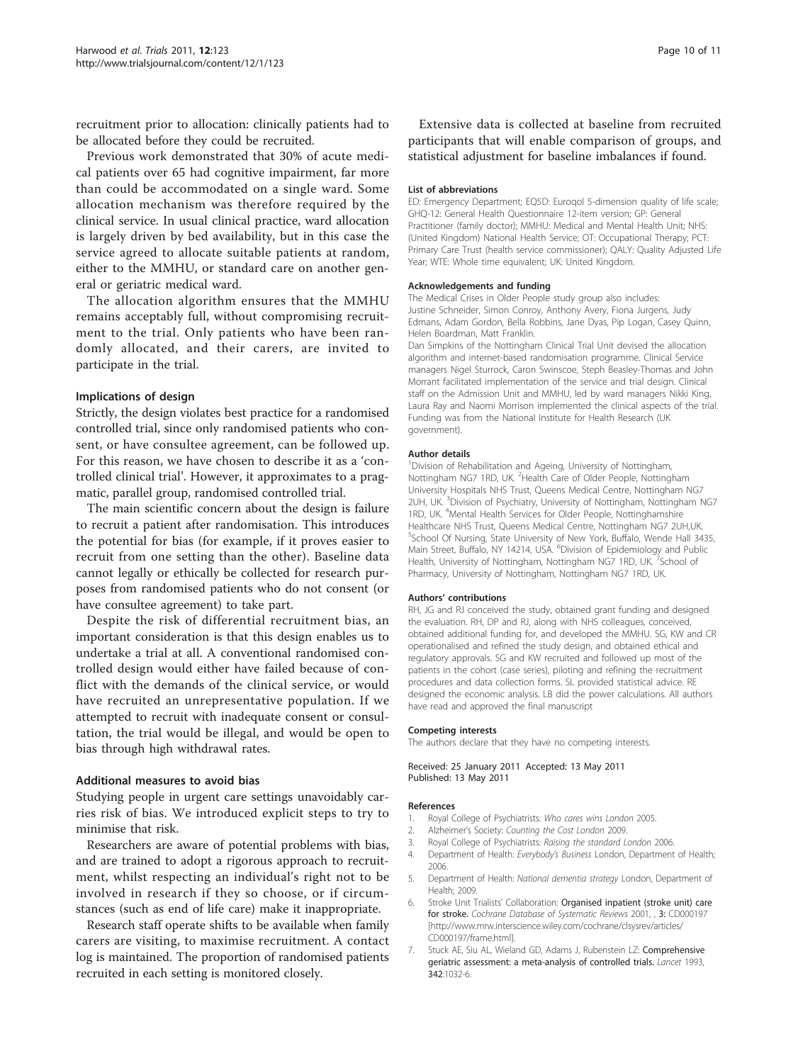recruitment prior to allocation: clinically patients had to be allocated before they could be recruited.

Previous work demonstrated that 30% of acute medical patients over 65 had cognitive impairment, far more than could be accommodated on a single ward. Some allocation mechanism was therefore required by the clinical service. In usual clinical practice, ward allocation is largely driven by bed availability, but in this case the service agreed to allocate suitable patients at random, either to the MMHU, or standard care on another general or geriatric medical ward.

The allocation algorithm ensures that the MMHU remains acceptably full, without compromising recruitment to the trial. Only patients who have been randomly allocated, and their carers, are invited to participate in the trial.

### Implications of design

Strictly, the design violates best practice for a randomised controlled trial, since only randomised patients who consent, or have consultee agreement, can be followed up. For this reason, we have chosen to describe it as a 'controlled clinical trial'. However, it approximates to a pragmatic, parallel group, randomised controlled trial.

The main scientific concern about the design is failure to recruit a patient after randomisation. This introduces the potential for bias (for example, if it proves easier to recruit from one setting than the other). Baseline data cannot legally or ethically be collected for research purposes from randomised patients who do not consent (or have consultee agreement) to take part.

Despite the risk of differential recruitment bias, an important consideration is that this design enables us to undertake a trial at all. A conventional randomised controlled design would either have failed because of conflict with the demands of the clinical service, or would have recruited an unrepresentative population. If we attempted to recruit with inadequate consent or consultation, the trial would be illegal, and would be open to bias through high withdrawal rates.

### Additional measures to avoid bias

Studying people in urgent care settings unavoidably carries risk of bias. We introduced explicit steps to try to minimise that risk.

Researchers are aware of potential problems with bias, and are trained to adopt a rigorous approach to recruitment, whilst respecting an individual's right not to be involved in research if they so choose, or if circumstances (such as end of life care) make it inappropriate.

Research staff operate shifts to be available when family carers are visiting, to maximise recruitment. A contact log is maintained. The proportion of randomised patients recruited in each setting is monitored closely.

Extensive data is collected at baseline from recruited participants that will enable comparison of groups, and statistical adjustment for baseline imbalances if found.

#### List of abbreviations

ED: Emergency Department; EQ5D: Euroqol 5-dimension quality of life scale; GHQ-12: General Health Questionnaire 12-item version; GP: General Practitioner (family doctor); MMHU: Medical and Mental Health Unit; NHS: (United Kingdom) National Health Service; OT: Occupational Therapy; PCT: Primary Care Trust (health service commissioner); QALY: Quality Adjusted Life Year; WTE: Whole time equivalent; UK: United Kingdom.

#### Acknowledgements and funding

The Medical Crises in Older People study group also includes: Justine Schneider, Simon Conroy, Anthony Avery, Fiona Jurgens, Judy Edmans, Adam Gordon, Bella Robbins, Jane Dyas, Pip Logan, Casey Quinn, Helen Boardman, Matt Franklin.

Dan Simpkins of the Nottingham Clinical Trial Unit devised the allocation algorithm and internet-based randomisation programme. Clinical Service managers Nigel Sturrock, Caron Swinscoe, Steph Beasley-Thomas and John Morrant facilitated implementation of the service and trial design. Clinical staff on the Admission Unit and MMHU, led by ward managers Nikki King, Laura Ray and Naomi Morrison implemented the clinical aspects of the trial. Funding was from the National Institute for Health Research (UK government).

#### Author details

[1]Division of Rehabilitation and Ageing, University of Nottingham, Nottingham NG7 1RD, UK. [2]Health Care of Older People, Nottingham University Hospitals NHS Trust, Queens Medical Centre, Nottingham NG7 2UH, UK. [3]Division of Psychiatry, University of Nottingham, Nottingham NG7 1RD, UK. [4]Mental Health Services for Older People, Nottinghamshire Healthcare NHS Trust, Queens Medical Centre, Nottingham NG7 2UH,UK. [5]School Of Nursing, State University of New York, Buffalo, Wende Hall 3435, Main Street, Buffalo, NY 14214, USA. [6]Division of Epidemiology and Public Health, University of Nottingham, Nottingham NG7 1RD, UK. [7]School of Pharmacy, University of Nottingham, Nottingham NG7 1RD, UK.

#### Authors' contributions

RH, JG and RJ conceived the study, obtained grant funding and designed the evaluation. RH, DP and RJ, along with NHS colleagues, conceived, obtained additional funding for, and developed the MMHU. SG, KW and CR operationalised and refined the study design, and obtained ethical and regulatory approvals. SG and KW recruited and followed up most of the patients in the cohort (case series), piloting and refining the recruitment procedures and data collection forms. SL provided statistical advice. RE designed the economic analysis. LB did the power calculations. All authors have read and approved the final manuscript

#### Competing interests

The authors declare that they have no competing interests.

Received: 25 January 2011 Accepted: 13 May 2011
Published: 13 May 2011

#### References

1. Royal College of Psychiatrists: *Who cares wins* London 2005.
2. Alzheimer's Society: *Counting the Cost* London 2009.
3. Royal College of Psychiatrists: *Raising the standard* London 2006.
4. Department of Health: *Everybody's Business* London, Department of Health; 2006.
5. Department of Health: *National dementia strategy* London, Department of Health; 2009.
6. Stroke Unit Trialists' Collaboration: **Organised inpatient (stroke unit) care for stroke.** *Cochrane Database of Systematic Reviews* 2001, , **3**: CD000197 [http://www.mrw.interscience.wiley.com/cochrane/clsysrev/articles/CD000197/frame.html].
7. Stuck AE, Siu AL, Wieland GD, Adams J, Rubenstein LZ: **Comprehensive geriatric assessment: a meta-analysis of controlled trials.** *Lancet* 1993, **342**:1032-6.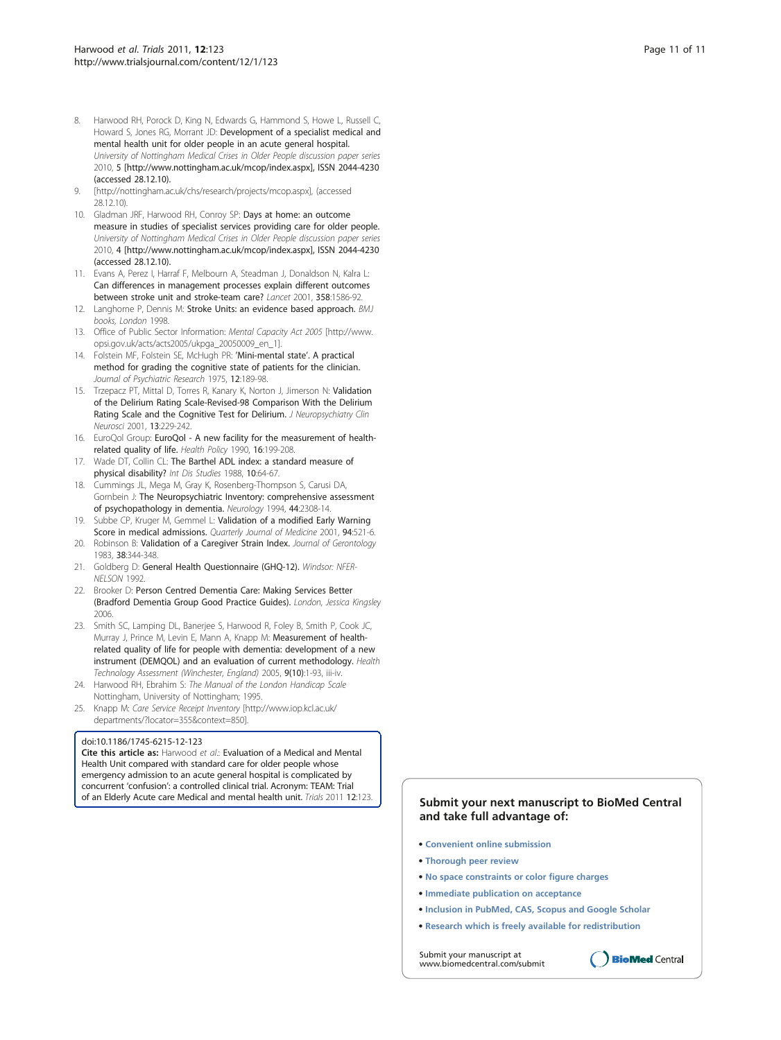8. Harwood RH, Porock D, King N, Edwards G, Hammond S, Howe L, Russell C, Howard S, Jones RG, Morrant JD: **Development of a specialist medical and mental health unit for older people in an acute general hospital.** *University of Nottingham Medical Crises in Older People discussion paper series* 2010, **5** [http://www.nottingham.ac.uk/mcop/index.aspx], ISSN 2044-4230 (accessed 28.12.10).
9. [http://nottingham.ac.uk/chs/research/projects/mcop.aspx], (accessed 28.12.10).
10. Gladman JRF, Harwood RH, Conroy SP: **Days at home: an outcome measure in studies of specialist services providing care for older people.** *University of Nottingham Medical Crises in Older People discussion paper series* 2010, **4** [http://www.nottingham.ac.uk/mcop/index.aspx], ISSN 2044-4230 (accessed 28.12.10).
11. Evans A, Perez I, Harraf F, Melbourn A, Steadman J, Donaldson N, Kalra L: **Can differences in management processes explain different outcomes between stroke unit and stroke-team care?** *Lancet* 2001, **358**:1586-92.
12. Langhorne P, Dennis M: **Stroke Units: an evidence based approach.** *BMJ books, London* 1998.
13. Office of Public Sector Information: *Mental Capacity Act 2005* [http://www.opsi.gov.uk/acts/acts2005/ukpga_20050009_en_1].
14. Folstein MF, Folstein SE, McHugh PR: **'Mini-mental state'. A practical method for grading the cognitive state of patients for the clinician.** *Journal of Psychiatric Research* 1975, **12**:189-98.
15. Trzepacz PT, Mittal D, Torres R, Kanary K, Norton J, Jimerson N: **Validation of the Delirium Rating Scale-Revised-98 Comparison With the Delirium Rating Scale and the Cognitive Test for Delirium.** *J Neuropsychiatry Clin Neurosci* 2001, **13**:229-242.
16. EuroQol Group: **EuroQol - A new facility for the measurement of health-related quality of life.** *Health Policy* 1990, **16**:199-208.
17. Wade DT, Collin CL: **The Barthel ADL index: a standard measure of physical disability?** *Int Dis Studies* 1988, **10**:64-67.
18. Cummings JL, Mega M, Gray K, Rosenberg-Thompson S, Carusi DA, Gornbein J: **The Neuropsychiatric Inventory: comprehensive assessment of psychopathology in dementia.** *Neurology* 1994, **44**:2308-14.
19. Subbe CP, Kruger M, Gemmel L: **Validation of a modified Early Warning Score in medical admissions.** *Quarterly Journal of Medicine* 2001, **94**:521-6.
20. Robinson B: **Validation of a Caregiver Strain Index.** *Journal of Gerontology* 1983, **38**:344-348.
21. Goldberg D: **General Health Questionnaire (GHQ-12).** *Windsor: NFER-NELSON* 1992.
22. Brooker D: **Person Centred Dementia Care: Making Services Better (Bradford Dementia Group Good Practice Guides).** *London, Jessica Kingsley* 2006.
23. Smith SC, Lamping DL, Banerjee S, Harwood R, Foley B, Smith P, Cook JC, Murray J, Prince M, Levin E, Mann A, Knapp M: **Measurement of health-related quality of life for people with dementia: development of a new instrument (DEMQOL) and an evaluation of current methodology.** *Health Technology Assessment (Winchester, England)* 2005, **9(10)**:1-93, iii-iv.
24. Harwood RH, Ebrahim S: *The Manual of the London Handicap Scale* Nottingham, University of Nottingham; 1995.
25. Knapp M: *Care Service Receipt Inventory* [http://www.iop.kcl.ac.uk/departments/?locator=355&context=850].

doi:10.1186/1745-6215-12-123

**Cite this article as:** Harwood *et al.*: Evaluation of a Medical and Mental Health Unit compared with standard care for older people whose emergency admission to an acute general hospital is complicated by concurrent 'confusion': a controlled clinical trial. Acronym: TEAM: Trial of an Elderly Acute care Medical and mental health unit. *Trials* 2011 **12**:123.

**Submit your next manuscript to BioMed Central and take full advantage of:**

- Convenient online submission
- Thorough peer review
- No space constraints or color figure charges
- Immediate publication on acceptance
- Inclusion in PubMed, CAS, Scopus and Google Scholar
- Research which is freely available for redistribution

Submit your manuscript at www.biomedcentral.com/submit

BioMed Central